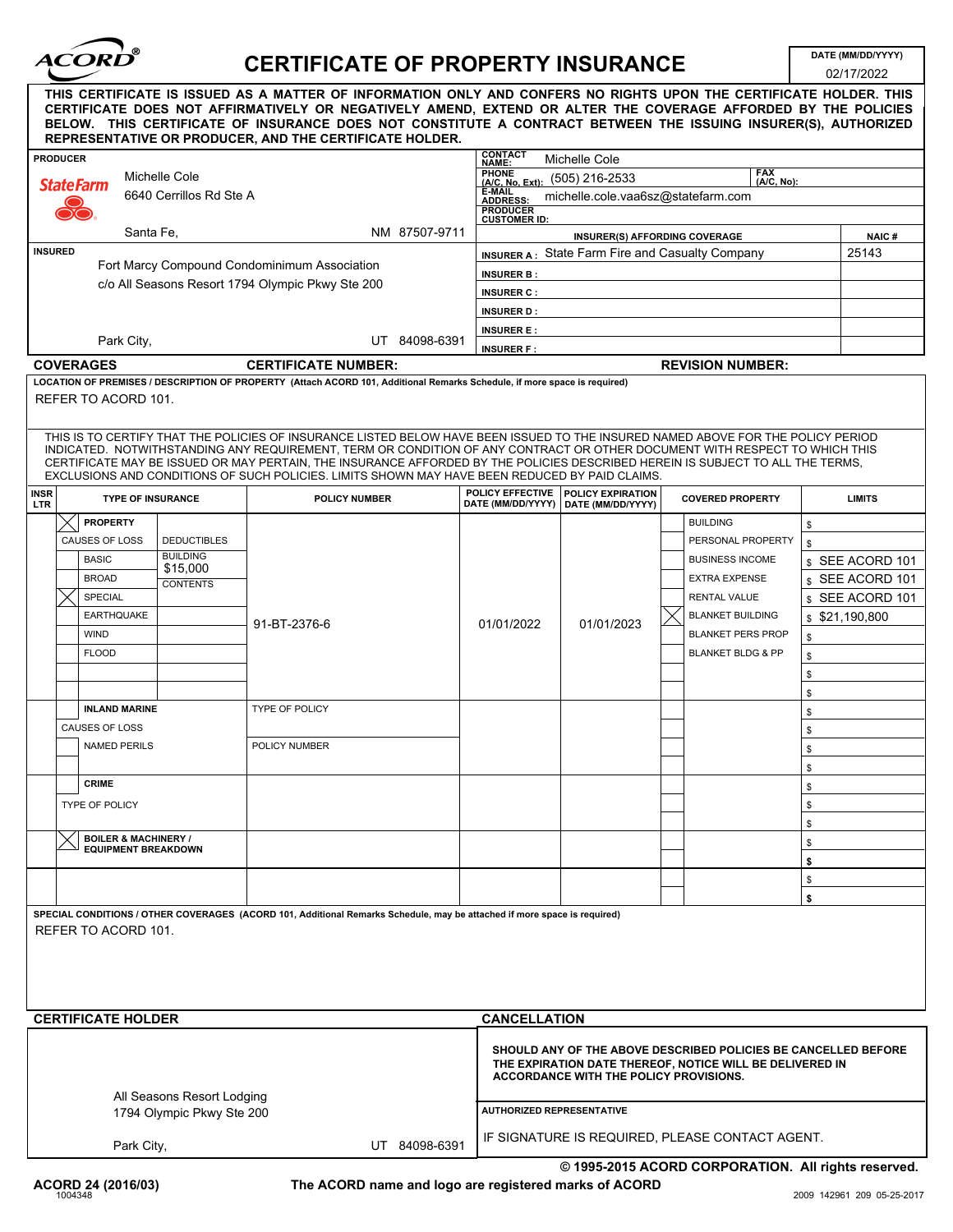# ACORD CERTIFICATE OF PROPERTY INSURANCE

**DATE (MM/DD/YYYY):** 02/17/2022

**THIS CERTIFICATE IS ISSUED AS A MATTER OF INFORMATION ONLY AND CONFERS NO RIGHTS UPON THE CERTIFICATE HOLDER. THIS CERTIFICATE DOES NOT AFFIRMATIVELY OR NEGATIVELY AMEND, EXTEND OR ALTER THE COVERAGE AFFORDED BY THE POLICIES BELOW. THIS CERTIFICATE OF INSURANCE DOES NOT CONSTITUTE A CONTRACT BETWEEN THE ISSUING INSURER(S), AUTHORIZED REPRESENTATIVE OR PRODUCER, AND THE CERTIFICATE HOLDER.**

**PRODUCER**

State Farm
Michelle Cole
6640 Cerrillos Rd Ste A
Santa Fe, NM 87507-9711

**CONTACT NAME:** Michelle Cole
**PHONE (A/C, No, Ext):** (505) 216-2533
**FAX (A/C, No):**
**E-MAIL ADDRESS:** michelle.cole.vaa6sz@statefarm.com
**PRODUCER CUSTOMER ID:**

**INSURED**

Fort Marcy Compound Condominimum Association
c/o All Seasons Resort 1794 Olympic Pkwy Ste 200
Park City, UT 84098-6391

| INSURER(S) AFFORDING COVERAGE | NAIC # |
|---|---|
| INSURER A : State Farm Fire and Casualty Company | 25143 |
| INSURER B : | |
| INSURER C : | |
| INSURER D : | |
| INSURER E : | |
| INSURER F : | |

## COVERAGES

**CERTIFICATE NUMBER:** **REVISION NUMBER:**

**LOCATION OF PREMISES / DESCRIPTION OF PROPERTY** (Attach ACORD 101, Additional Remarks Schedule, if more space is required)

REFER TO ACORD 101.

THIS IS TO CERTIFY THAT THE POLICIES OF INSURANCE LISTED BELOW HAVE BEEN ISSUED TO THE INSURED NAMED ABOVE FOR THE POLICY PERIOD INDICATED. NOTWITHSTANDING ANY REQUIREMENT, TERM OR CONDITION OF ANY CONTRACT OR OTHER DOCUMENT WITH RESPECT TO WHICH THIS CERTIFICATE MAY BE ISSUED OR MAY PERTAIN, THE INSURANCE AFFORDED BY THE POLICIES DESCRIBED HEREIN IS SUBJECT TO ALL THE TERMS, EXCLUSIONS AND CONDITIONS OF SUCH POLICIES. LIMITS SHOWN MAY HAVE BEEN REDUCED BY PAID CLAIMS.

| INSR LTR | TYPE OF INSURANCE | POLICY NUMBER | POLICY EFFECTIVE DATE (MM/DD/YYYY) | POLICY EXPIRATION DATE (MM/DD/YYYY) | COVERED PROPERTY | LIMITS |
|---|---|---|---|---|---|---|
| | [X] PROPERTY | 91-BT-2376-6 | 01/01/2022 | 01/01/2023 | BUILDING | $ |
| | CAUSES OF LOSS / DEDUCTIBLES | | | | PERSONAL PROPERTY | $ |
| | [ ] BASIC — BUILDING $15,000 | | | | BUSINESS INCOME | $ SEE ACORD 101 |
| | [ ] BROAD — CONTENTS | | | | EXTRA EXPENSE | $ SEE ACORD 101 |
| | [X] SPECIAL | | | | RENTAL VALUE | $ SEE ACORD 101 |
| | [ ] EARTHQUAKE | | | | [X] BLANKET BUILDING | $ $21,190,800 |
| | [ ] WIND | | | | [ ] BLANKET PERS PROP | $ |
| | [ ] FLOOD | | | | [ ] BLANKET BLDG & PP | $ |
| | [ ] INLAND MARINE — CAUSES OF LOSS: [ ] NAMED PERILS | TYPE OF POLICY / POLICY NUMBER | | | | $ |
| | [ ] CRIME — TYPE OF POLICY | | | | | $ |
| | [X] BOILER & MACHINERY / EQUIPMENT BREAKDOWN | | | | | $ |

**SPECIAL CONDITIONS / OTHER COVERAGES** (ACORD 101, Additional Remarks Schedule, may be attached if more space is required)

REFER TO ACORD 101.

## CERTIFICATE HOLDER

All Seasons Resort Lodging
1794 Olympic Pkwy Ste 200
Park City, UT 84098-6391

## CANCELLATION

**SHOULD ANY OF THE ABOVE DESCRIBED POLICIES BE CANCELLED BEFORE THE EXPIRATION DATE THEREOF, NOTICE WILL BE DELIVERED IN ACCORDANCE WITH THE POLICY PROVISIONS.**

**AUTHORIZED REPRESENTATIVE**

IF SIGNATURE IS REQUIRED, PLEASE CONTACT AGENT.

© 1995-2015 ACORD CORPORATION. All rights reserved.

ACORD 24 (2016/03) 1004348 — The ACORD name and logo are registered marks of ACORD — 2009 142961 209 05-25-2017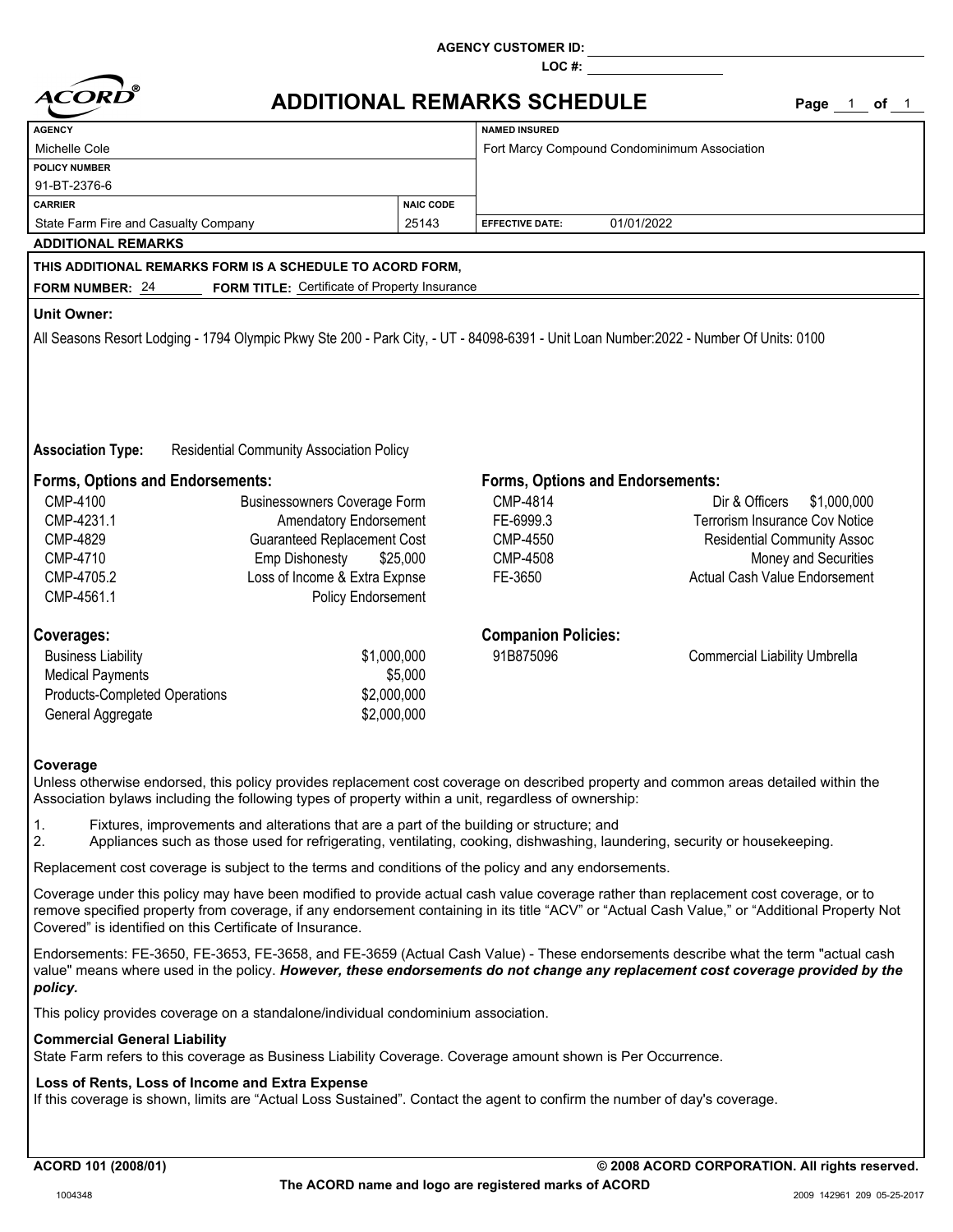AGENCY CUSTOMER ID: ______________

LOC #: ______________

# ACORD ADDITIONAL REMARKS SCHEDULE

| | | |
|---|---|---|
| **AGENCY**<br>Michelle Cole | | **NAMED INSURED**<br>Fort Marcy Compound Condominimum Association |
| **POLICY NUMBER**<br>91-BT-2376-6 | | |
| **CARRIER**<br>State Farm Fire and Casualty Company | **NAIC CODE**<br>25143 | **EFFECTIVE DATE:** 01/01/2022 |

**ADDITIONAL REMARKS**

**THIS ADDITIONAL REMARKS FORM IS A SCHEDULE TO ACORD FORM,**

**FORM NUMBER:** 24 **FORM TITLE:** Certificate of Property Insurance

**Unit Owner:**

All Seasons Resort Lodging - 1794 Olympic Pkwy Ste 200 - Park City, - UT - 84098-6391 - Unit Loan Number:2022 - Number Of Units: 0100

**Association Type:** Residential Community Association Policy

**Forms, Options and Endorsements:**

| | |
|---|---|
| CMP-4100 | Businessowners Coverage Form |
| CMP-4231.1 | Amendatory Endorsement |
| CMP-4829 | Guaranteed Replacement Cost |
| CMP-4710 | Emp Dishonesty $25,000 |
| CMP-4705.2 | Loss of Income & Extra Expnse |
| CMP-4561.1 | Policy Endorsement |

**Forms, Options and Endorsements:**

| | |
|---|---|
| CMP-4814 | Dir & Officers $1,000,000 |
| FE-6999.3 | Terrorism Insurance Cov Notice |
| CMP-4550 | Residential Community Assoc |
| CMP-4508 | Money and Securities |
| FE-3650 | Actual Cash Value Endorsement |

**Coverages:**

| | |
|---|---|
| Business Liability | $1,000,000 |
| Medical Payments | $5,000 |
| Products-Completed Operations | $2,000,000 |
| General Aggregate | $2,000,000 |

**Companion Policies:**

| | |
|---|---|
| 91B875096 | Commercial Liability Umbrella |

**Coverage**

Unless otherwise endorsed, this policy provides replacement cost coverage on described property and common areas detailed within the Association bylaws including the following types of property within a unit, regardless of ownership:

1. Fixtures, improvements and alterations that are a part of the building or structure; and
2. Appliances such as those used for refrigerating, ventilating, cooking, dishwashing, laundering, security or housekeeping.

Replacement cost coverage is subject to the terms and conditions of the policy and any endorsements.

Coverage under this policy may have been modified to provide actual cash value coverage rather than replacement cost coverage, or to remove specified property from coverage, if any endorsement containing in its title "ACV" or "Actual Cash Value," or "Additional Property Not Covered" is identified on this Certificate of Insurance.

Endorsements: FE-3650, FE-3653, FE-3658, and FE-3659 (Actual Cash Value) - These endorsements describe what the term "actual cash value" means where used in the policy. ***However, these endorsements do not change any replacement cost coverage provided by the policy.***

This policy provides coverage on a standalone/individual condominium association.

**Commercial General Liability**

State Farm refers to this coverage as Business Liability Coverage. Coverage amount shown is Per Occurrence.

**Loss of Rents, Loss of Income and Extra Expense**

If this coverage is shown, limits are "Actual Loss Sustained". Contact the agent to confirm the number of day's coverage.

ACORD 101 (2008/01) © 2008 ACORD CORPORATION. All rights reserved.

The ACORD name and logo are registered marks of ACORD

1004348 2009 142961 209 05-25-2017